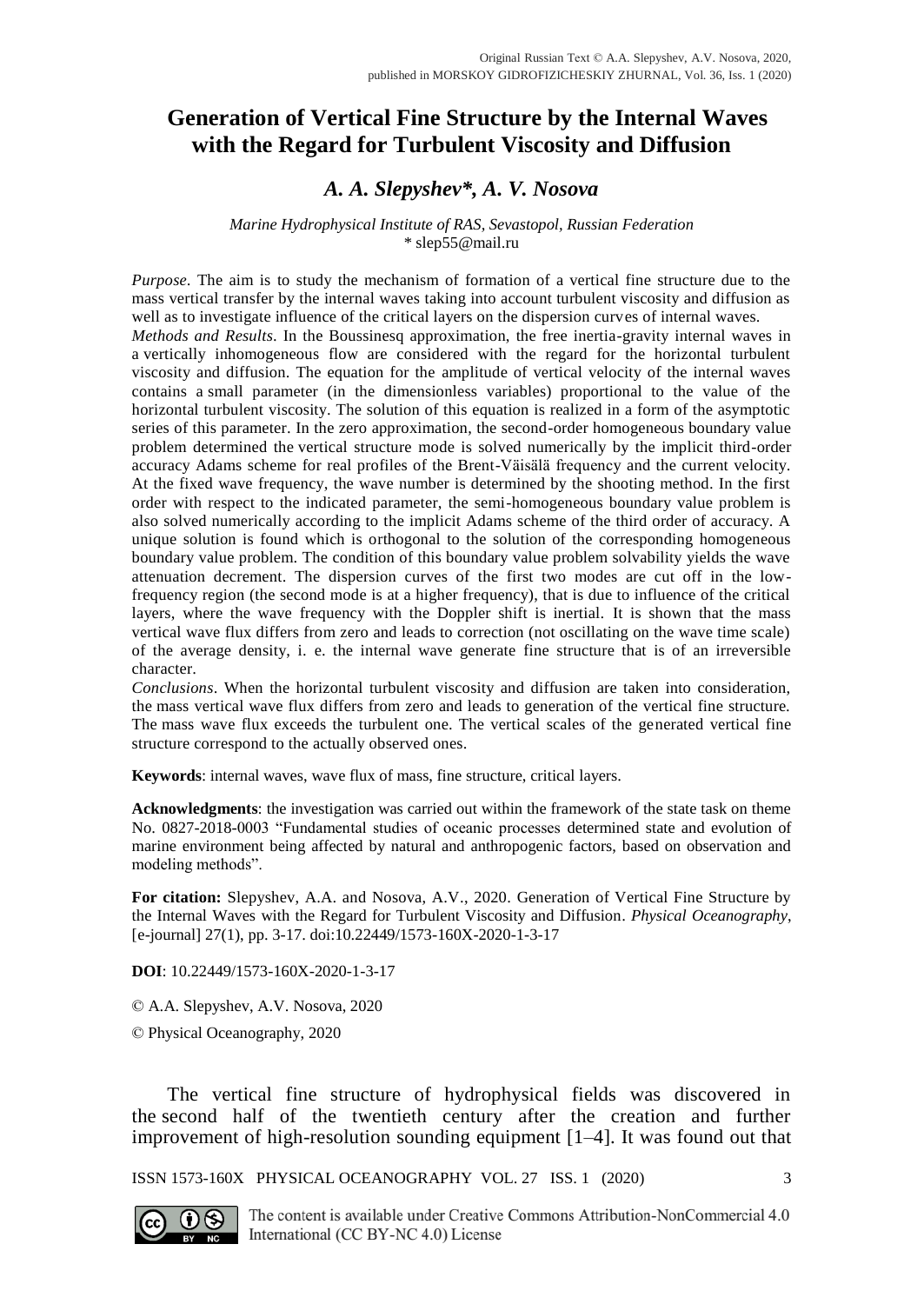Original Russian Text © A.A. Slepyshev, A.V. Nosova, 2020, published in MORSKOY GIDROFIZICHESKIY ZHURNAL, Vol. 36, Iss. 1 (2020)

# Generation of Vertical Fine Structure by the Internal Waves with the Regard for Turbulent Viscosity and Diffusion

## *A. A. Slepyshev\*, A. V. Nosova*

*Marine Hydrophysical Institute of RAS, Sevastopol, Russian Federation*
\* slep55@mail.ru

*Purpose*. The aim is to study the mechanism of formation of a vertical fine structure due to the mass vertical transfer by the internal waves taking into account turbulent viscosity and diffusion as well as to investigate influence of the critical layers on the dispersion curves of internal waves.

*Methods and Results*. In the Boussinesq approximation, the free inertia-gravity internal waves in a vertically inhomogeneous flow are considered with the regard for the horizontal turbulent viscosity and diffusion. The equation for the amplitude of vertical velocity of the internal waves contains a small parameter (in the dimensionless variables) proportional to the value of the horizontal turbulent viscosity. The solution of this equation is realized in a form of the asymptotic series of this parameter. In the zero approximation, the second-order homogeneous boundary value problem determined the vertical structure mode is solved numerically by the implicit third-order accuracy Adams scheme for real profiles of the Brent-Väisälä frequency and the current velocity. At the fixed wave frequency, the wave number is determined by the shooting method. In the first order with respect to the indicated parameter, the semi-homogeneous boundary value problem is also solved numerically according to the implicit Adams scheme of the third order of accuracy. A unique solution is found which is orthogonal to the solution of the corresponding homogeneous boundary value problem. The condition of this boundary value problem solvability yields the wave attenuation decrement. The dispersion curves of the first two modes are cut off in the low-frequency region (the second mode is at a higher frequency), that is due to influence of the critical layers, where the wave frequency with the Doppler shift is inertial. It is shown that the mass vertical wave flux differs from zero and leads to correction (not oscillating on the wave time scale) of the average density, i. e. the internal wave generate fine structure that is of an irreversible character.

*Conclusions*. When the horizontal turbulent viscosity and diffusion are taken into consideration, the mass vertical wave flux differs from zero and leads to generation of the vertical fine structure. The mass wave flux exceeds the turbulent one. The vertical scales of the generated vertical fine structure correspond to the actually observed ones.

**Keywords**: internal waves, wave flux of mass, fine structure, critical layers.

**Acknowledgments**: the investigation was carried out within the framework of the state task on theme No. 0827-2018-0003 "Fundamental studies of oceanic processes determined state and evolution of marine environment being affected by natural and anthropogenic factors, based on observation and modeling methods".

**For citation:** Slepyshev, A.A. and Nosova, A.V., 2020. Generation of Vertical Fine Structure by the Internal Waves with the Regard for Turbulent Viscosity and Diffusion. *Physical Oceanography*, [e-journal] 27(1), pp. 3-17. doi:10.22449/1573-160X-2020-1-3-17

**DOI**: 10.22449/1573-160X-2020-1-3-17

© A.A. Slepyshev, A.V. Nosova, 2020

© Physical Oceanography, 2020

The vertical fine structure of hydrophysical fields was discovered in the second half of the twentieth century after the creation and further improvement of high-resolution sounding equipment [1–4]. It was found out that

The content is available under Creative Commons Attribution-NonCommercial 4.0 International (CC BY-NC 4.0) License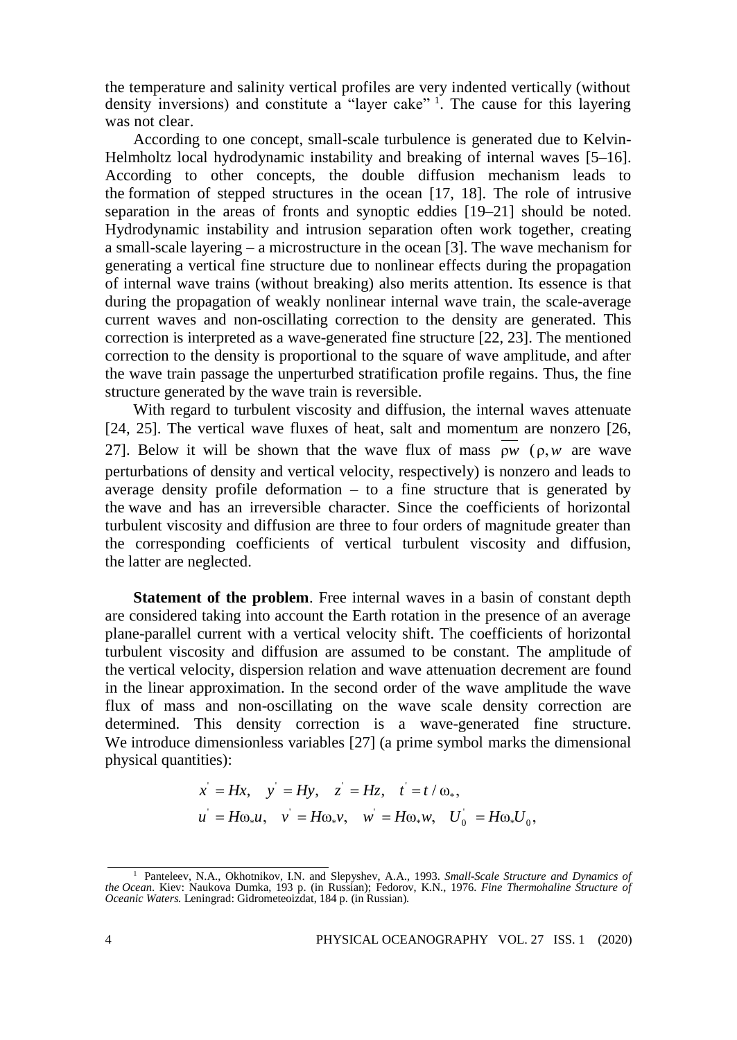the temperature and salinity vertical profiles are very indented vertically (without density inversions) and constitute a "layer cake" [1]. The cause for this layering was not clear.

According to one concept, small-scale turbulence is generated due to Kelvin-Helmholtz local hydrodynamic instability and breaking of internal waves [5–16]. According to other concepts, the double diffusion mechanism leads to the formation of stepped structures in the ocean [17, 18]. The role of intrusive separation in the areas of fronts and synoptic eddies [19–21] should be noted. Hydrodynamic instability and intrusion separation often work together, creating a small-scale layering – a microstructure in the ocean [3]. The wave mechanism for generating a vertical fine structure due to nonlinear effects during the propagation of internal wave trains (without breaking) also merits attention. Its essence is that during the propagation of weakly nonlinear internal wave train, the scale-average current waves and non-oscillating correction to the density are generated. This correction is interpreted as a wave-generated fine structure [22, 23]. The mentioned correction to the density is proportional to the square of wave amplitude, and after the wave train passage the unperturbed stratification profile regains. Thus, the fine structure generated by the wave train is reversible.

With regard to turbulent viscosity and diffusion, the internal waves attenuate [24, 25]. The vertical wave fluxes of heat, salt and momentum are nonzero [26, 27]. Below it will be shown that the wave flux of mass $\overline{\rho w}$ ($\rho, w$ are wave perturbations of density and vertical velocity, respectively) is nonzero and leads to average density profile deformation – to a fine structure that is generated by the wave and has an irreversible character. Since the coefficients of horizontal turbulent viscosity and diffusion are three to four orders of magnitude greater than the corresponding coefficients of vertical turbulent viscosity and diffusion, the latter are neglected.

**Statement of the problem**. Free internal waves in a basin of constant depth are considered taking into account the Earth rotation in the presence of an average plane-parallel current with a vertical velocity shift. The coefficients of horizontal turbulent viscosity and diffusion are assumed to be constant. The amplitude of the vertical velocity, dispersion relation and wave attenuation decrement are found in the linear approximation. In the second order of the wave amplitude the wave flux of mass and non-oscillating on the wave scale density correction are determined. This density correction is a wave-generated fine structure. We introduce dimensionless variables [27] (a prime symbol marks the dimensional physical quantities):

$$x' = Hx, \quad y' = Hy, \quad z' = Hz, \quad t' = t/\omega_*,$$
$$u' = H\omega_* u, \quad v' = H\omega_* v, \quad w' = H\omega_* w, \quad U_0' = H\omega_* U_0,$$

[1] Panteleev, N.A., Okhotnikov, I.N. and Slepyshev, A.A., 1993. *Small-Scale Structure and Dynamics of the Ocean*. Kiev: Naukova Dumka, 193 p. (in Russian); Fedorov, K.N., 1976. *Fine Thermohaline Structure of Oceanic Waters.* Leningrad: Gidrometeoizdat, 184 p. (in Russian).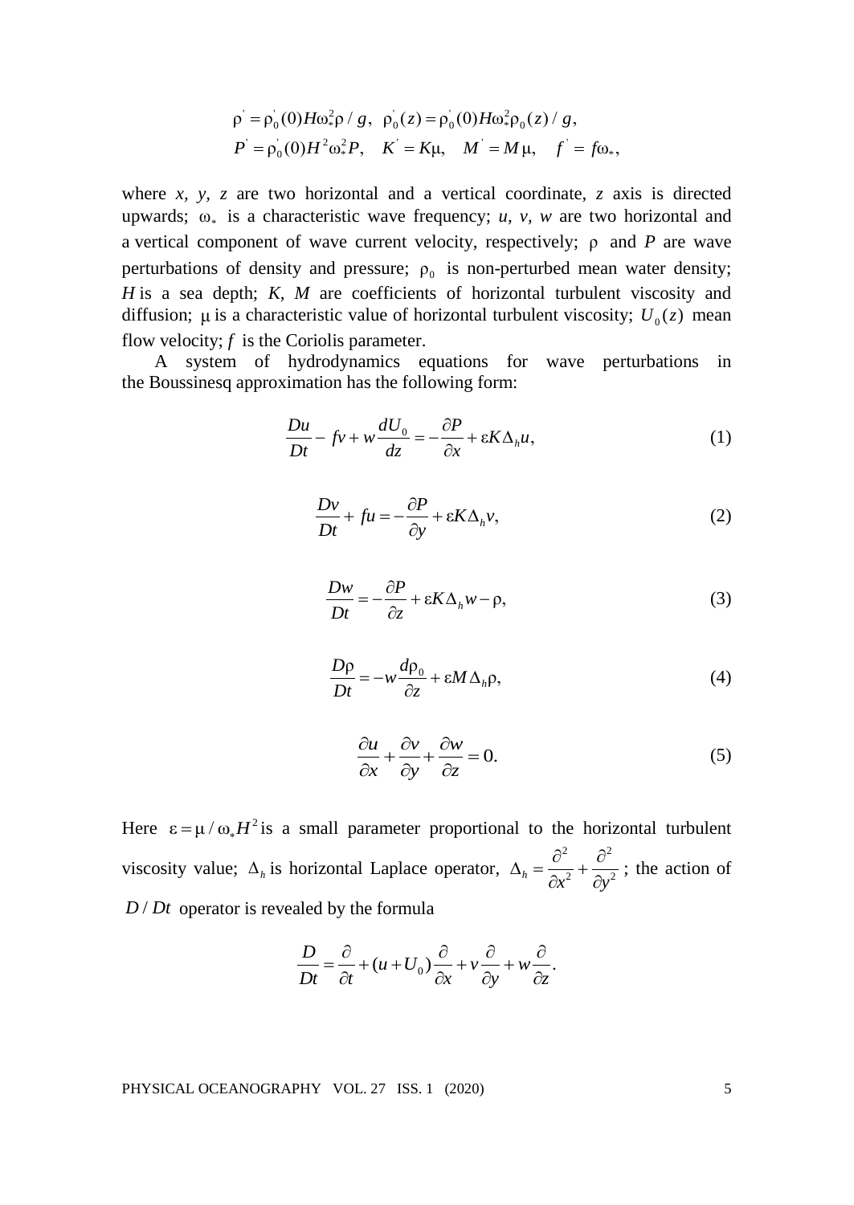$$\rho' = \rho_0'(0)H\omega_*^2\rho / g, \quad \rho_0'(z) = \rho_0'(0)H\omega_*^2\rho_0(z) / g,$$

$$P' = \rho_0'(0)H^2\omega_*^2 P, \quad K' = K\mu, \quad M' = M\mu, \quad f' = f\omega_*,$$

where *x, y, z* are two horizontal and a vertical coordinate, *z* axis is directed upwards; $\omega_*$ is a characteristic wave frequency; *u, v, w* are two horizontal and a vertical component of wave current velocity, respectively; $\rho$ and *P* are wave perturbations of density and pressure; $\rho_0$ is non-perturbed mean water density; *H* is a sea depth; *K, M* are coefficients of horizontal turbulent viscosity and diffusion; $\mu$ is a characteristic value of horizontal turbulent viscosity; $U_0(z)$ mean flow velocity; *f* is the Coriolis parameter.

A system of hydrodynamics equations for wave perturbations in the Boussinesq approximation has the following form:

$$\frac{Du}{Dt} - fv + w\frac{dU_0}{dz} = -\frac{\partial P}{\partial x} + \varepsilon K \Delta_h u, \tag{1}$$

$$\frac{Dv}{Dt} + fu = -\frac{\partial P}{\partial y} + \varepsilon K \Delta_h v, \tag{2}$$

$$\frac{Dw}{Dt} = -\frac{\partial P}{\partial z} + \varepsilon K \Delta_h w - \rho, \tag{3}$$

$$\frac{D\rho}{Dt} = -w\frac{d\rho_0}{\partial z} + \varepsilon M \Delta_h \rho, \tag{4}$$

$$\frac{\partial u}{\partial x} + \frac{\partial v}{\partial y} + \frac{\partial w}{\partial z} = 0. \tag{5}$$

Here $\varepsilon = \mu / \omega_* H^2$ is a small parameter proportional to the horizontal turbulent viscosity value; $\Delta_h$ is horizontal Laplace operator, $\Delta_h = \frac{\partial^2}{\partial x^2} + \frac{\partial^2}{\partial y^2}$ ; the action of $D / Dt$ operator is revealed by the formula

$$\frac{D}{Dt} = \frac{\partial}{\partial t} + (u + U_0)\frac{\partial}{\partial x} + v\frac{\partial}{\partial y} + w\frac{\partial}{\partial z}.$$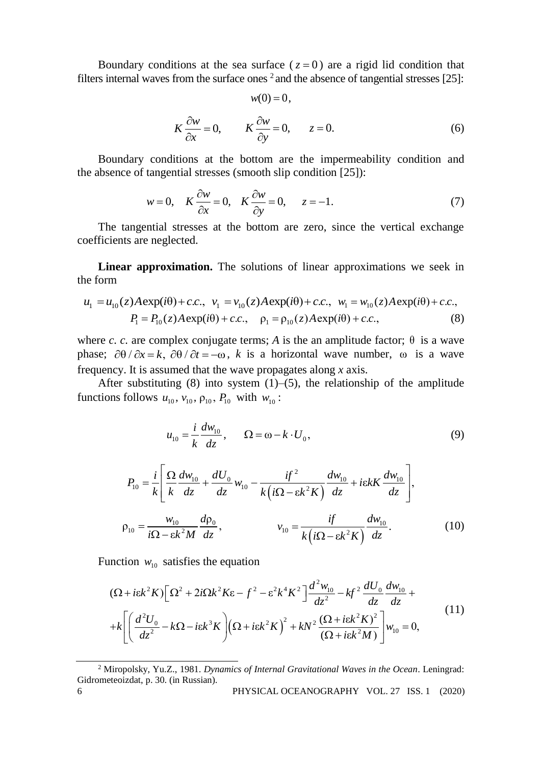Boundary conditions at the sea surface ($z = 0$) are a rigid lid condition that filters internal waves from the surface ones [2] and the absence of tangential stresses [25]:

$$w(0) = 0,$$

$$K\frac{\partial w}{\partial x} = 0, \qquad K\frac{\partial w}{\partial y} = 0, \qquad z = 0. \tag{6}$$

Boundary conditions at the bottom are the impermeability condition and the absence of tangential stresses (smooth slip condition [25]):

$$w = 0, \quad K\frac{\partial w}{\partial x} = 0, \quad K\frac{\partial w}{\partial y} = 0, \qquad z = -1. \tag{7}$$

The tangential stresses at the bottom are zero, since the vertical exchange coefficients are neglected.

**Linear approximation.** The solutions of linear approximations we seek in the form

$$u_1 = u_{10}(z)A\exp(i\theta) + c.c., \;\; v_1 = v_{10}(z)A\exp(i\theta) + c.c., \;\; w_1 = w_{10}(z)A\exp(i\theta) + c.c.,$$
$$P_1 = P_{10}(z)A\exp(i\theta) + c.c., \quad \rho_1 = \rho_{10}(z)A\exp(i\theta) + c.c., \tag{8}$$

where *c. c.* are complex conjugate terms; $A$ is the an amplitude factor; $\theta$ is a wave phase; $\partial\theta/\partial x = k$, $\partial\theta/\partial t = -\omega$, $k$ is a horizontal wave number, $\omega$ is a wave frequency. It is assumed that the wave propagates along $x$ axis.

After substituting (8) into system (1)–(5), the relationship of the amplitude functions follows $u_{10}, v_{10}, \rho_{10}, P_{10}$ with $w_{10}$:

$$u_{10} = \frac{i}{k}\frac{dw_{10}}{dz}, \qquad \Omega = \omega - k\cdot U_0, \tag{9}$$

$$P_{10} = \frac{i}{k}\left[\frac{\Omega}{k}\frac{dw_{10}}{dz} + \frac{dU_0}{dz}w_{10} - \frac{if^2}{k\left(i\Omega - \varepsilon k^2 K\right)}\frac{dw_{10}}{dz} + i\varepsilon k K\frac{dw_{10}}{dz}\right],$$

$$\rho_{10} = \frac{w_{10}}{i\Omega - \varepsilon k^2 M}\frac{d\rho_0}{dz}, \qquad\qquad v_{10} = \frac{if}{k\left(i\Omega - \varepsilon k^2 K\right)}\frac{dw_{10}}{dz}. \tag{10}$$

Function $w_{10}$ satisfies the equation

$$(\Omega + i\varepsilon k^2 K)\left[\Omega^2 + 2i\Omega k^2 K\varepsilon - f^2 - \varepsilon^2 k^4 K^2\right]\frac{d^2 w_{10}}{dz^2} - kf^2\frac{dU_0}{dz}\frac{dw_{10}}{dz} +$$
$$+k\left[\left(\frac{d^2 U_0}{dz^2} - k\Omega - i\varepsilon k^3 K\right)\left(\Omega + i\varepsilon k^2 K\right)^2 + kN^2\frac{(\Omega + i\varepsilon k^2 K)^2}{(\Omega + i\varepsilon k^2 M)}\right]w_{10} = 0, \tag{11}$$

---

[2] Miropolsky, Yu.Z., 1981. *Dynamics of Internal Gravitational Waves in the Ocean*. Leningrad: Gidrometeoizdat, p. 30. (in Russian).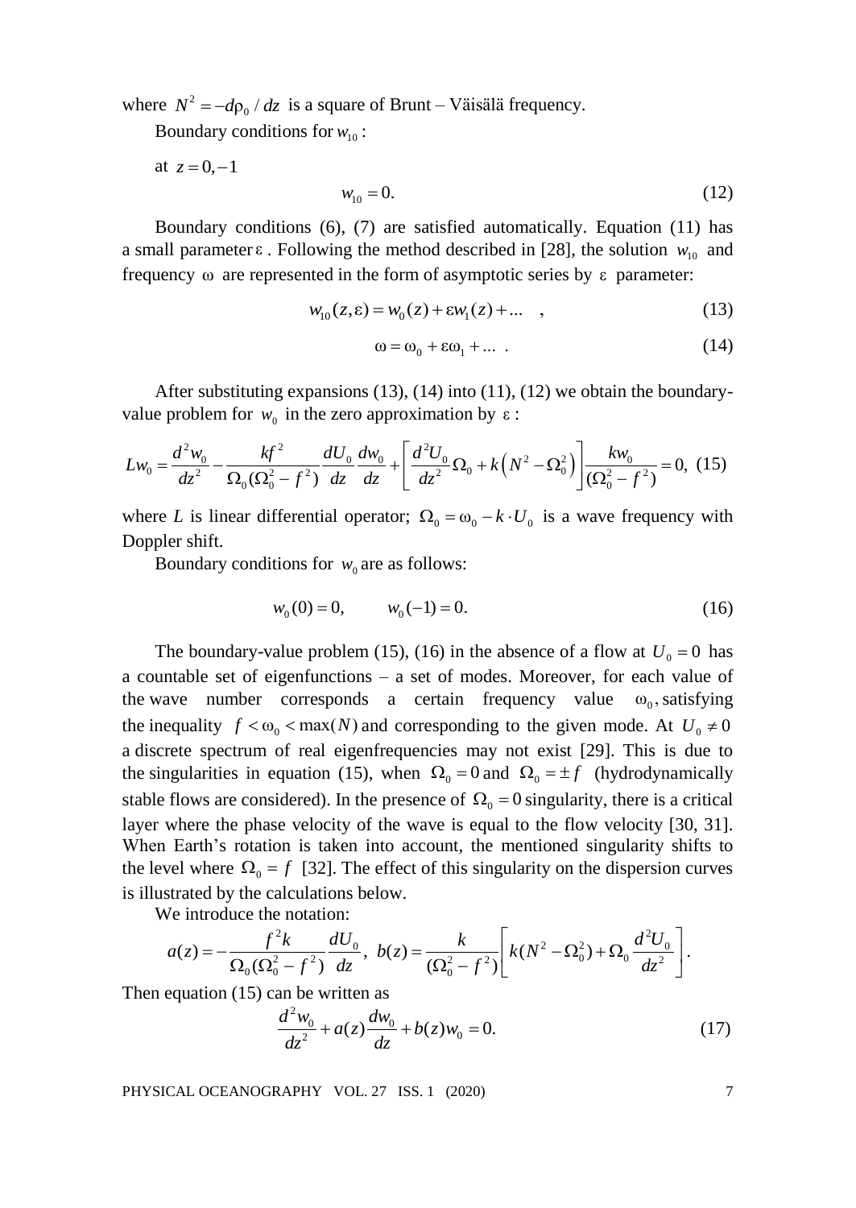where $N^2 = -d\rho_0 / dz$ is a square of Brunt – Väisälä frequency.

Boundary conditions for $w_{10}$:

at $z = 0, -1$

$$w_{10} = 0. \tag{12}$$

Boundary conditions (6), (7) are satisfied automatically. Equation (11) has a small parameter $\varepsilon$. Following the method described in [28], the solution $w_{10}$ and frequency $\omega$ are represented in the form of asymptotic series by $\varepsilon$ parameter:

$$w_{10}(z,\varepsilon) = w_0(z) + \varepsilon w_1(z) + \ldots \quad , \tag{13}$$

$$\omega = \omega_0 + \varepsilon\omega_1 + \ldots \ . \tag{14}$$

After substituting expansions (13), (14) into (11), (12) we obtain the boundary-value problem for $w_0$ in the zero approximation by $\varepsilon$:

$$Lw_0 = \frac{d^2 w_0}{dz^2} - \frac{kf^2}{\Omega_0(\Omega_0^2 - f^2)} \frac{dU_0}{dz} \frac{dw_0}{dz} + \left[ \frac{d^2 U_0}{dz^2} \Omega_0 + k\left(N^2 - \Omega_0^2\right) \right] \frac{kw_0}{(\Omega_0^2 - f^2)} = 0, \tag{15}$$

where $L$ is linear differential operator; $\Omega_0 = \omega_0 - k \cdot U_0$ is a wave frequency with Doppler shift.

Boundary conditions for $w_0$ are as follows:

$$w_0(0) = 0, \qquad w_0(-1) = 0. \tag{16}$$

The boundary-value problem (15), (16) in the absence of a flow at $U_0 = 0$ has a countable set of eigenfunctions – a set of modes. Moreover, for each value of the wave number corresponds a certain frequency value $\omega_0$, satisfying the inequality $f < \omega_0 < \max(N)$ and corresponding to the given mode. At $U_0 \neq 0$ a discrete spectrum of real eigenfrequencies may not exist [29]. This is due to the singularities in equation (15), when $\Omega_0 = 0$ and $\Omega_0 = \pm f$ (hydrodynamically stable flows are considered). In the presence of $\Omega_0 = 0$ singularity, there is a critical layer where the phase velocity of the wave is equal to the flow velocity [30, 31]. When Earth's rotation is taken into account, the mentioned singularity shifts to the level where $\Omega_0 = f$ [32]. The effect of this singularity on the dispersion curves is illustrated by the calculations below.

We introduce the notation:

$$a(z) = -\frac{f^2 k}{\Omega_0(\Omega_0^2 - f^2)} \frac{dU_0}{dz}, \ b(z) = \frac{k}{(\Omega_0^2 - f^2)} \left[ k(N^2 - \Omega_0^2) + \Omega_0 \frac{d^2 U_0}{dz^2} \right].$$

Then equation (15) can be written as

$$\frac{d^2 w_0}{dz^2} + a(z)\frac{dw_0}{dz} + b(z) w_0 = 0. \tag{17}$$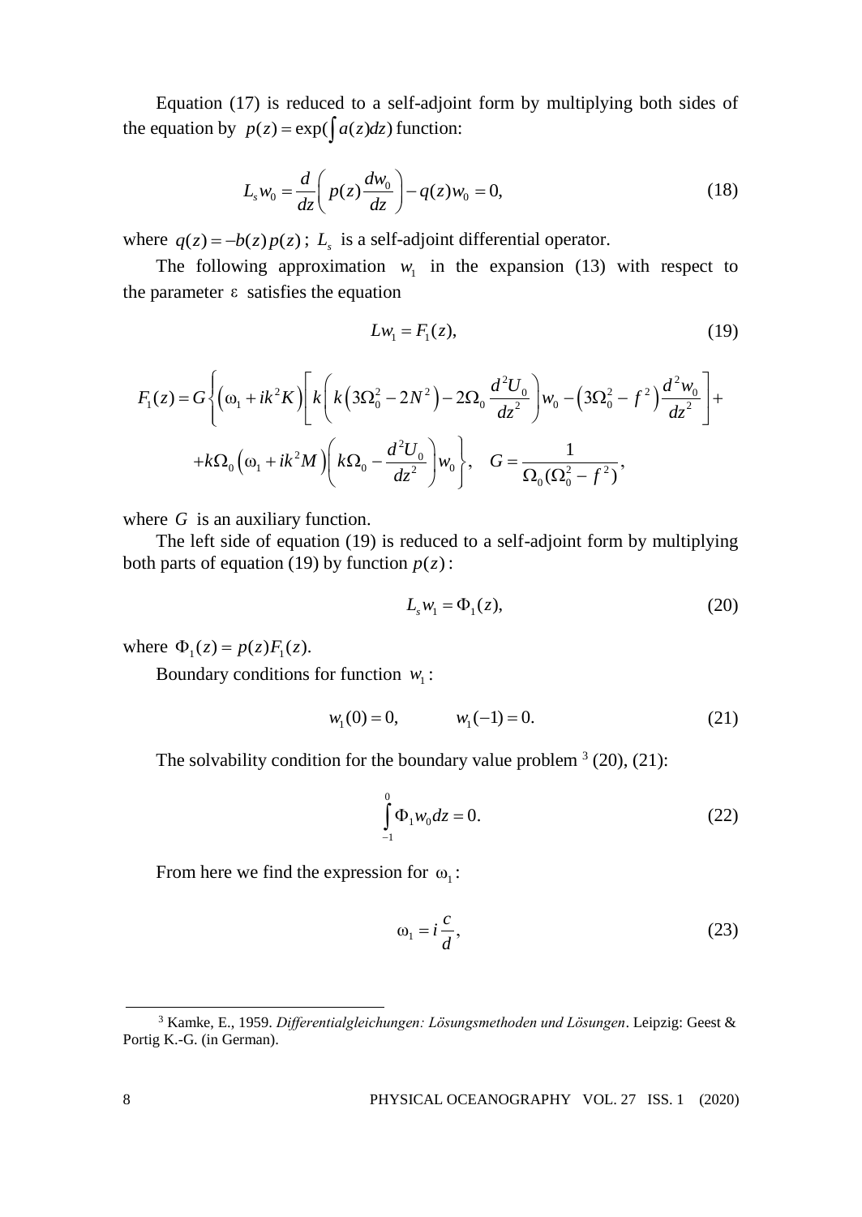Equation (17) is reduced to a self-adjoint form by multiplying both sides of the equation by $p(z) = \exp(\int a(z)dz)$ function:

$$L_s w_0 = \frac{d}{dz}\left( p(z)\frac{dw_0}{dz} \right) - q(z)w_0 = 0, \tag{18}$$

where $q(z) = -b(z)p(z)$; $L_s$ is a self-adjoint differential operator.

The following approximation $w_1$ in the expansion (13) with respect to the parameter $\varepsilon$ satisfies the equation

$$Lw_1 = F_1(z), \tag{19}$$

$$F_1(z) = G\left\{ \left(\omega_1 + ik^2K\right)\left[ k\left( k\left(3\Omega_0^2 - 2N^2\right) - 2\Omega_0 \frac{d^2U_0}{dz^2} \right) w_0 - \left(3\Omega_0^2 - f^2\right)\frac{d^2w_0}{dz^2} \right] + \right.$$
$$\left. + k\Omega_0\left(\omega_1 + ik^2M\right)\left( k\Omega_0 - \frac{d^2U_0}{dz^2} \right) w_0 \right\}, \quad G = \frac{1}{\Omega_0(\Omega_0^2 - f^2)},$$

where $G$ is an auxiliary function.

The left side of equation (19) is reduced to a self-adjoint form by multiplying both parts of equation (19) by function $p(z)$:

$$L_s w_1 = \Phi_1(z), \tag{20}$$

where $\Phi_1(z) = p(z)F_1(z)$.

Boundary conditions for function $w_1$:

$$w_1(0) = 0, \qquad w_1(-1) = 0. \tag{21}$$

The solvability condition for the boundary value problem [3] (20), (21):

$$\int_{-1}^{0} \Phi_1 w_0 dz = 0. \tag{22}$$

From here we find the expression for $\omega_1$:

$$\omega_1 = i\frac{c}{d}, \tag{23}$$

[3] Kamke, E., 1959. *Differentialgleichungen: Lösungsmethoden und Lösungen*. Leipzig: Geest & Portig K.-G. (in German).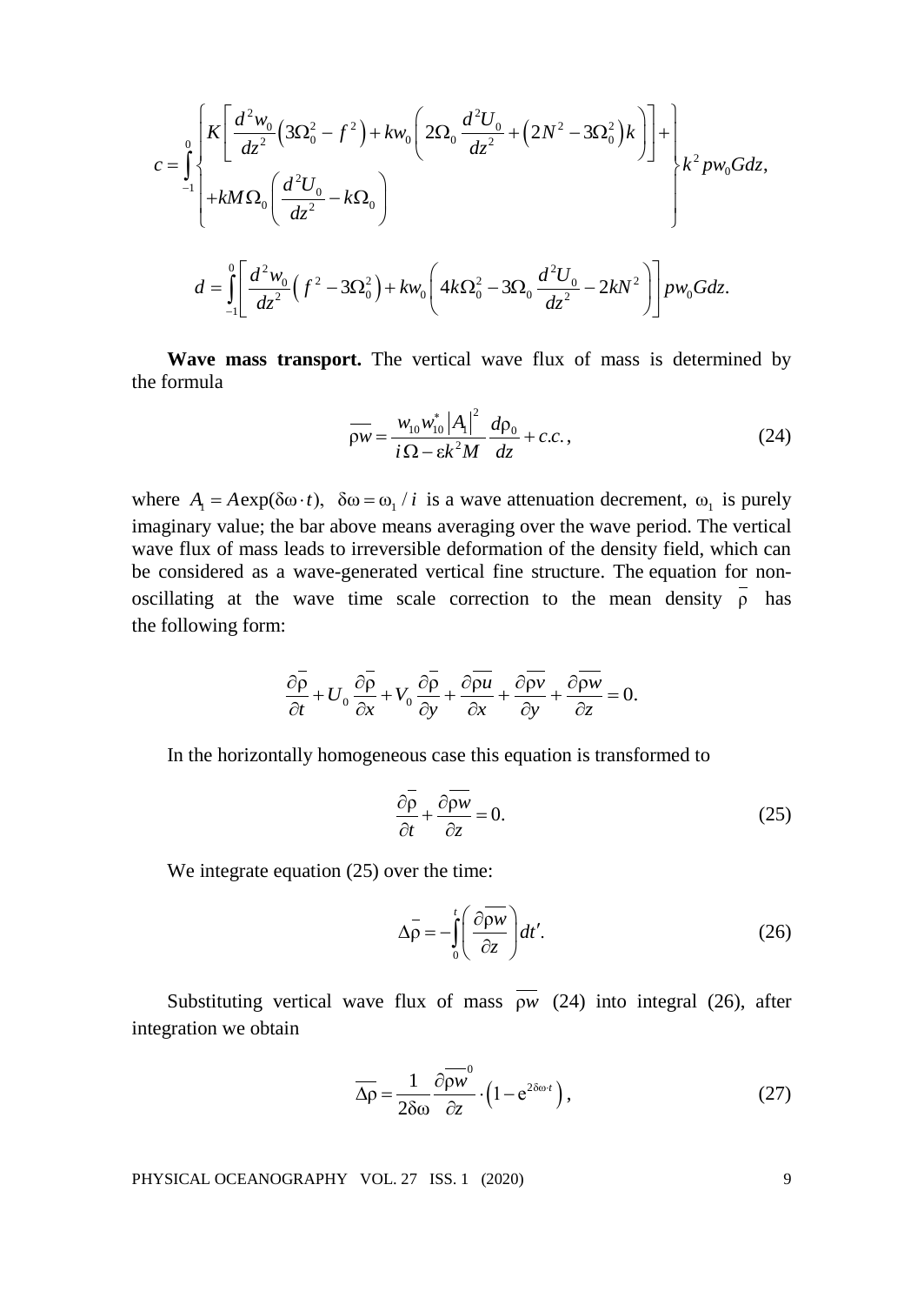$$c = \int_{-1}^{0} \left\{ \begin{array}{l} K\left[ \dfrac{d^2 w_0}{dz^2}\left(3\Omega_0^2 - f^2\right) + k w_0 \left( 2\Omega_0 \dfrac{d^2 U_0}{dz^2} + \left(2N^2 - 3\Omega_0^2\right)k \right) \right] + \\ + kM\Omega_0 \left( \dfrac{d^2 U_0}{dz^2} - k\Omega_0 \right) \end{array} \right\} k^2 p w_0 G dz,$$

$$d = \int_{-1}^{0} \left[ \frac{d^2 w_0}{dz^2}\left( f^2 - 3\Omega_0^2 \right) + k w_0 \left( 4k\Omega_0^2 - 3\Omega_0 \frac{d^2 U_0}{dz^2} - 2kN^2 \right) \right] p w_0 G dz.$$

**Wave mass transport.** The vertical wave flux of mass is determined by the formula

$$\overline{\rho w} = \frac{w_{10} w_{10}^* \left|A_1\right|^2}{i\Omega - \varepsilon k^2 M} \frac{d\rho_0}{dz} + c.c., \tag{24}$$

where $A_1 = A\exp(\delta\omega \cdot t)$, $\delta\omega = \omega_1 / i$ is a wave attenuation decrement, $\omega_1$ is purely imaginary value; the bar above means averaging over the wave period. The vertical wave flux of mass leads to irreversible deformation of the density field, which can be considered as a wave-generated vertical fine structure. The equation for non-oscillating at the wave time scale correction to the mean density $\bar{\rho}$ has the following form:

$$\frac{\partial \bar{\rho}}{\partial t} + U_0 \frac{\partial \bar{\rho}}{\partial x} + V_0 \frac{\partial \bar{\rho}}{\partial y} + \frac{\partial \overline{\rho u}}{\partial x} + \frac{\partial \overline{\rho v}}{\partial y} + \frac{\partial \overline{\rho w}}{\partial z} = 0.$$

In the horizontally homogeneous case this equation is transformed to

$$\frac{\partial \bar{\rho}}{\partial t} + \frac{\partial \overline{\rho w}}{\partial z} = 0. \tag{25}$$

We integrate equation (25) over the time:

$$\Delta\bar{\rho} = -\int_{0}^{t} \left( \frac{\partial \overline{\rho w}}{\partial z} \right) dt'. \tag{26}$$

Substituting vertical wave flux of mass $\overline{\rho w}$ (24) into integral (26), after integration we obtain

$$\overline{\Delta\rho} = \frac{1}{2\delta\omega} \frac{\partial \overline{\rho w}^{0}}{\partial z} \cdot \left(1 - e^{2\delta\omega \cdot t}\right), \tag{27}$$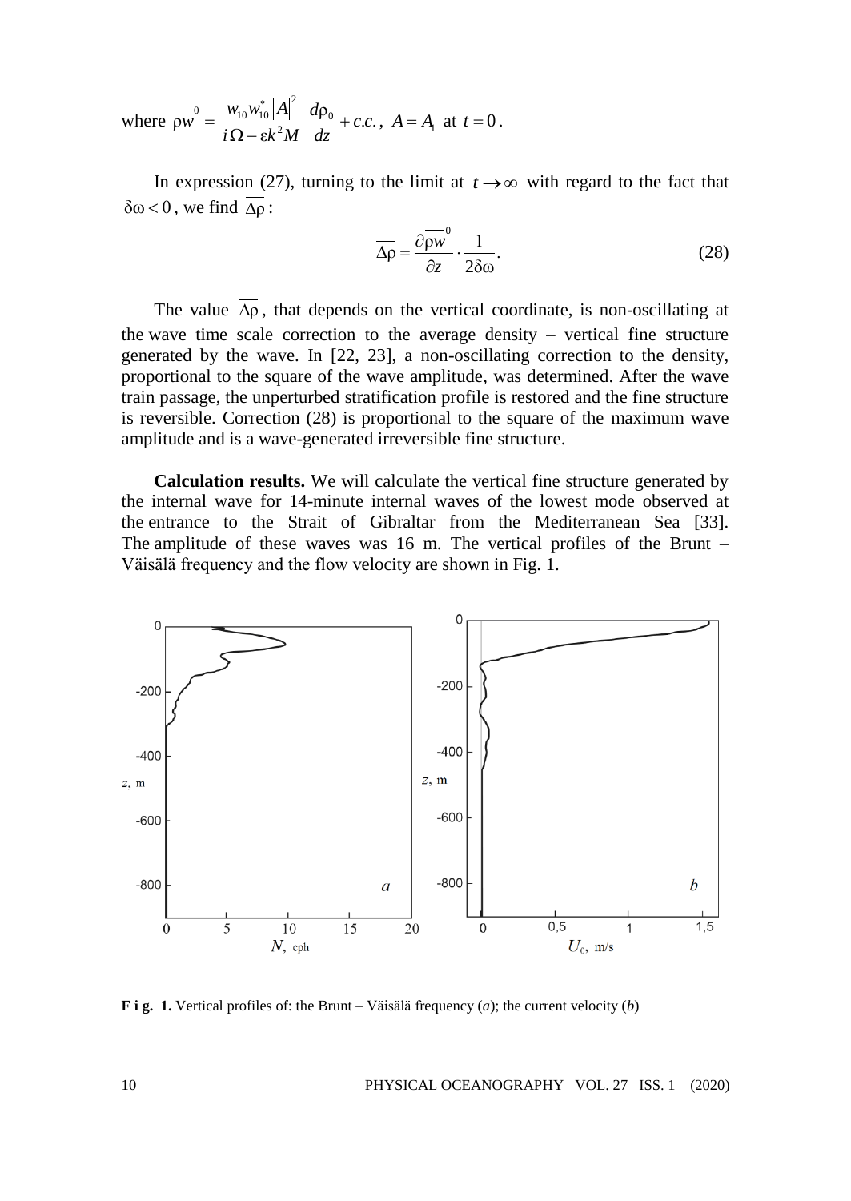where $\overline{\rho w}^0 = \frac{w_{10} w_{10}^* |A|^2}{i\Omega - \varepsilon k^2 M} \frac{d\rho_0}{dz} + c.c.$, $A = A_1$ at $t = 0$.

In expression (27), turning to the limit at $t \to \infty$ with regard to the fact that $\delta\omega < 0$, we find $\overline{\Delta\rho}$:

$$\overline{\Delta\rho} = \frac{\partial \overline{\rho w}^0}{\partial z} \cdot \frac{1}{2\delta\omega}. \tag{28}$$

The value $\overline{\Delta\rho}$, that depends on the vertical coordinate, is non-oscillating at the wave time scale correction to the average density – vertical fine structure generated by the wave. In [22, 23], a non-oscillating correction to the density, proportional to the square of the wave amplitude, was determined. After the wave train passage, the unperturbed stratification profile is restored and the fine structure is reversible. Correction (28) is proportional to the square of the maximum wave amplitude and is a wave-generated irreversible fine structure.

**Calculation results.** We will calculate the vertical fine structure generated by the internal wave for 14-minute internal waves of the lowest mode observed at the entrance to the Strait of Gibraltar from the Mediterranean Sea [33]. The amplitude of these waves was 16 m. The vertical profiles of the Brunt – Väisälä frequency and the flow velocity are shown in Fig. 1.

**F i g. 1.** Vertical profiles of: the Brunt – Väisälä frequency (*a*); the current velocity (*b*)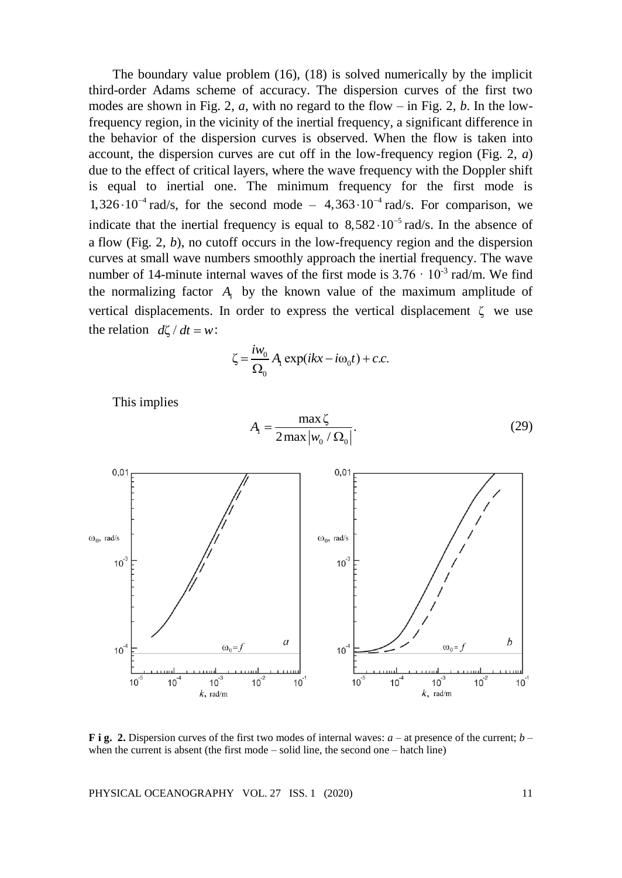The boundary value problem (16), (18) is solved numerically by the implicit third-order Adams scheme of accuracy. The dispersion curves of the first two modes are shown in Fig. 2, *a*, with no regard to the flow – in Fig. 2, *b*. In the low-frequency region, in the vicinity of the inertial frequency, a significant difference in the behavior of the dispersion curves is observed. When the flow is taken into account, the dispersion curves are cut off in the low-frequency region (Fig. 2, *a*) due to the effect of critical layers, where the wave frequency with the Doppler shift is equal to inertial one. The minimum frequency for the first mode is $1,326 \cdot 10^{-4}$ rad/s, for the second mode – $4,363 \cdot 10^{-4}$ rad/s. For comparison, we indicate that the inertial frequency is equal to $8,582 \cdot 10^{-5}$ rad/s. In the absence of a flow (Fig. 2, *b*), no cutoff occurs in the low-frequency region and the dispersion curves at small wave numbers smoothly approach the inertial frequency. The wave number of 14-minute internal waves of the first mode is $3.76 \cdot 10^{-3}$ rad/m. We find the normalizing factor $A_1$ by the known value of the maximum amplitude of vertical displacements. In order to express the vertical displacement $\zeta$ we use the relation $d\zeta / dt = w$:

$$\zeta = \frac{iw_0}{\Omega_0} A_1 \exp(ikx - i\omega_0 t) + c.c.$$

This implies

$$A_1 = \frac{\max \zeta}{2 \max |w_0 / \Omega_0|}. \tag{29}$$

**F i g. 2.** Dispersion curves of the first two modes of internal waves: *a* – at presence of the current; *b* – when the current is absent (the first mode – solid line, the second one – hatch line)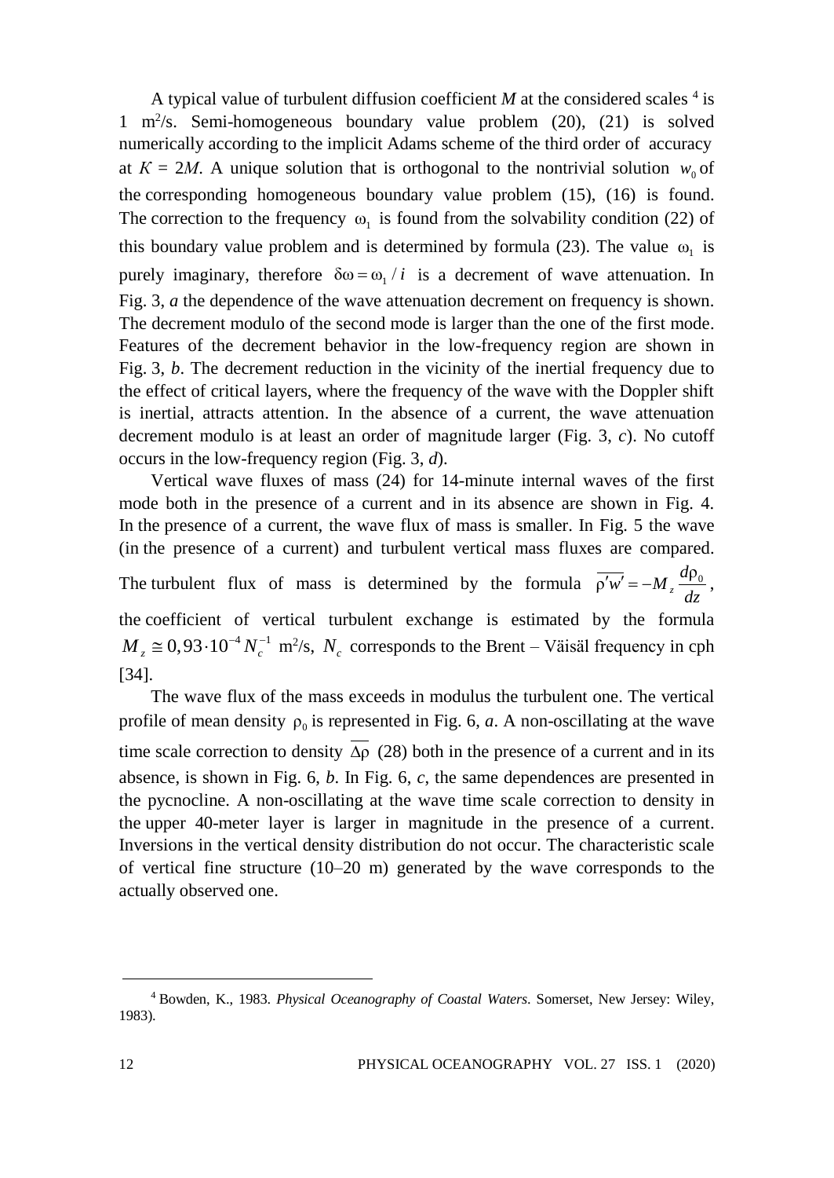A typical value of turbulent diffusion coefficient $M$ at the considered scales [4] is 1 m$^2$/s. Semi-homogeneous boundary value problem (20), (21) is solved numerically according to the implicit Adams scheme of the third order of accuracy at $K = 2M$. A unique solution that is orthogonal to the nontrivial solution $w_0$ of the corresponding homogeneous boundary value problem (15), (16) is found. The correction to the frequency $\omega_1$ is found from the solvability condition (22) of this boundary value problem and is determined by formula (23). The value $\omega_1$ is purely imaginary, therefore $\delta\omega = \omega_1 / i$ is a decrement of wave attenuation. In Fig. 3, *a* the dependence of the wave attenuation decrement on frequency is shown. The decrement modulo of the second mode is larger than the one of the first mode. Features of the decrement behavior in the low-frequency region are shown in Fig. 3, *b*. The decrement reduction in the vicinity of the inertial frequency due to the effect of critical layers, where the frequency of the wave with the Doppler shift is inertial, attracts attention. In the absence of a current, the wave attenuation decrement modulo is at least an order of magnitude larger (Fig. 3, *c*). No cutoff occurs in the low-frequency region (Fig. 3, *d*).

Vertical wave fluxes of mass (24) for 14-minute internal waves of the first mode both in the presence of a current and in its absence are shown in Fig. 4. In the presence of a current, the wave flux of mass is smaller. In Fig. 5 the wave (in the presence of a current) and turbulent vertical mass fluxes are compared. The turbulent flux of mass is determined by the formula $\overline{\rho' w'} = -M_z \dfrac{d\rho_0}{dz}$, the coefficient of vertical turbulent exchange is estimated by the formula $M_z \cong 0{,}93 \cdot 10^{-4} N_c^{-1}$ m$^2$/s, $N_c$ corresponds to the Brent – Väisäl frequency in cph [34].

The wave flux of the mass exceeds in modulus the turbulent one. The vertical profile of mean density $\rho_0$ is represented in Fig. 6, *a*. A non-oscillating at the wave time scale correction to density $\overline{\Delta\rho}$ (28) both in the presence of a current and in its absence, is shown in Fig. 6, *b*. In Fig. 6, *c*, the same dependences are presented in the pycnocline. A non-oscillating at the wave time scale correction to density in the upper 40-meter layer is larger in magnitude in the presence of a current. Inversions in the vertical density distribution do not occur. The characteristic scale of vertical fine structure (10–20 m) generated by the wave corresponds to the actually observed one.

[4] Bowden, K., 1983. *Physical Oceanography of Coastal Waters*. Somerset, New Jersey: Wiley, 1983).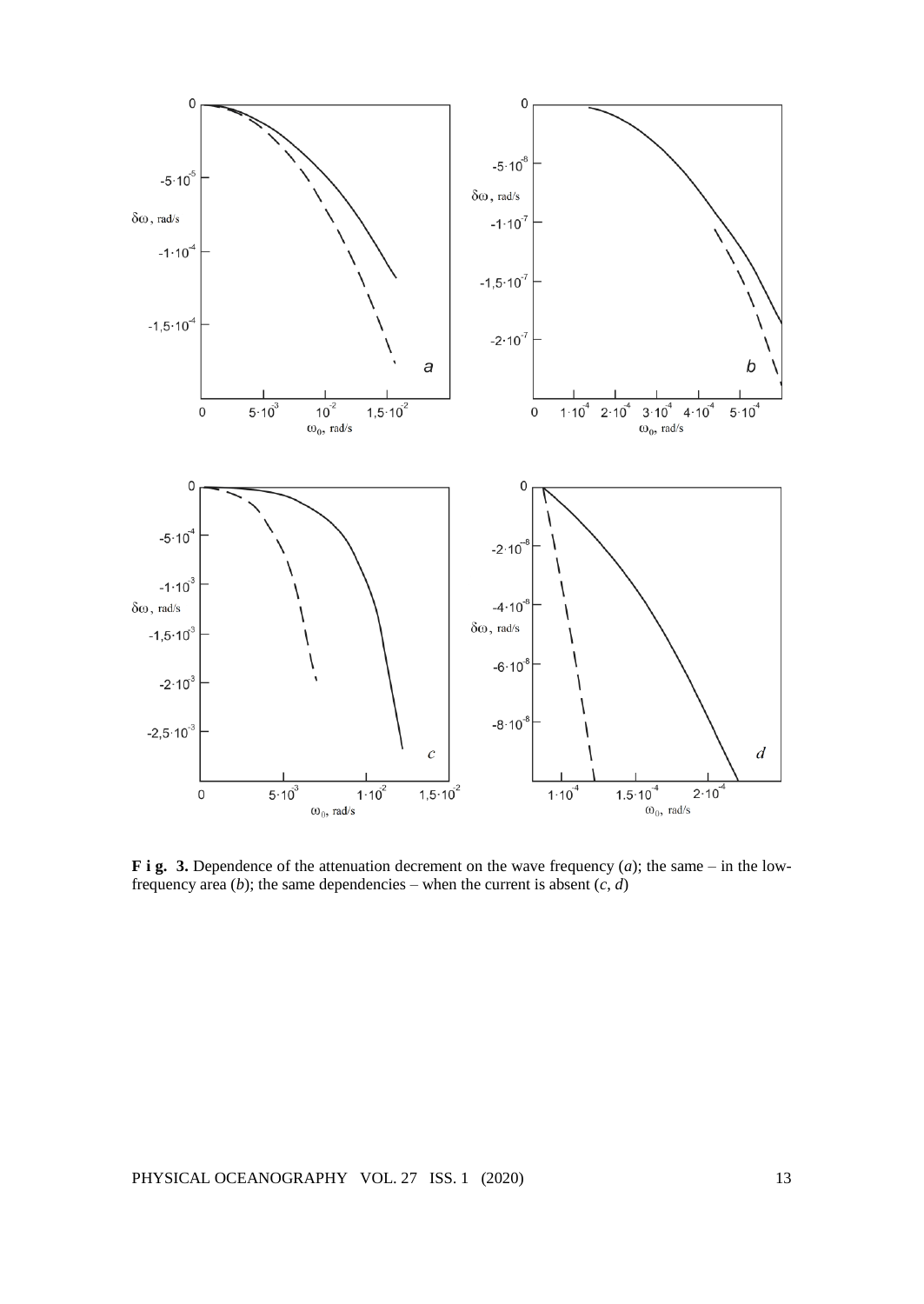**F i g. 3.** Dependence of the attenuation decrement on the wave frequency (*a*); the same – in the low-frequency area (*b*); the same dependencies – when the current is absent (*c*, *d*)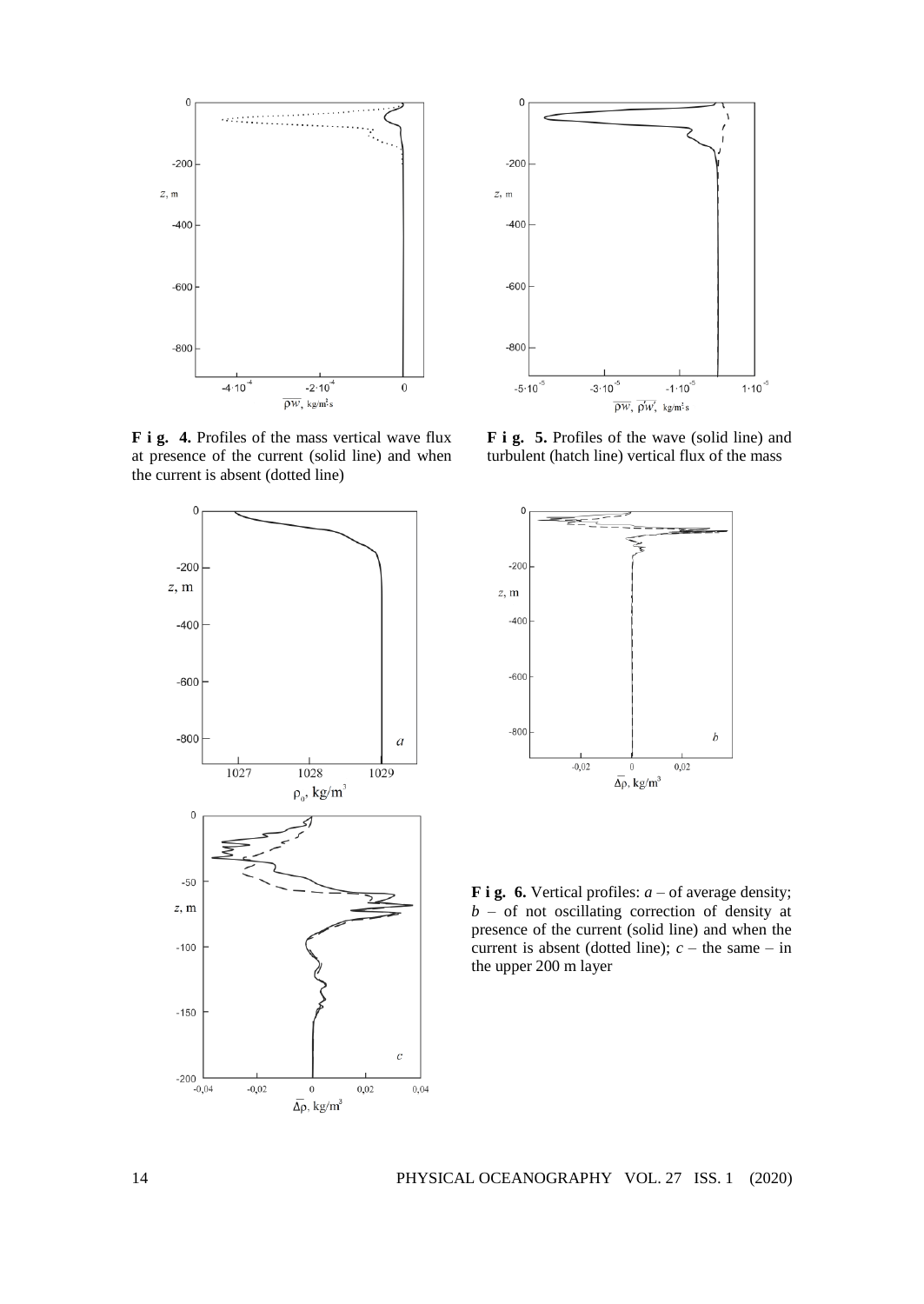**F i g. 4.** Profiles of the mass vertical wave flux at presence of the current (solid line) and when the current is absent (dotted line)

**F i g. 5.** Profiles of the wave (solid line) and turbulent (hatch line) vertical flux of the mass

**F i g. 6.** Vertical profiles: *a* – of average density; *b* – of not oscillating correction of density at presence of the current (solid line) and when the current is absent (dotted line); *c* – the same – in the upper 200 m layer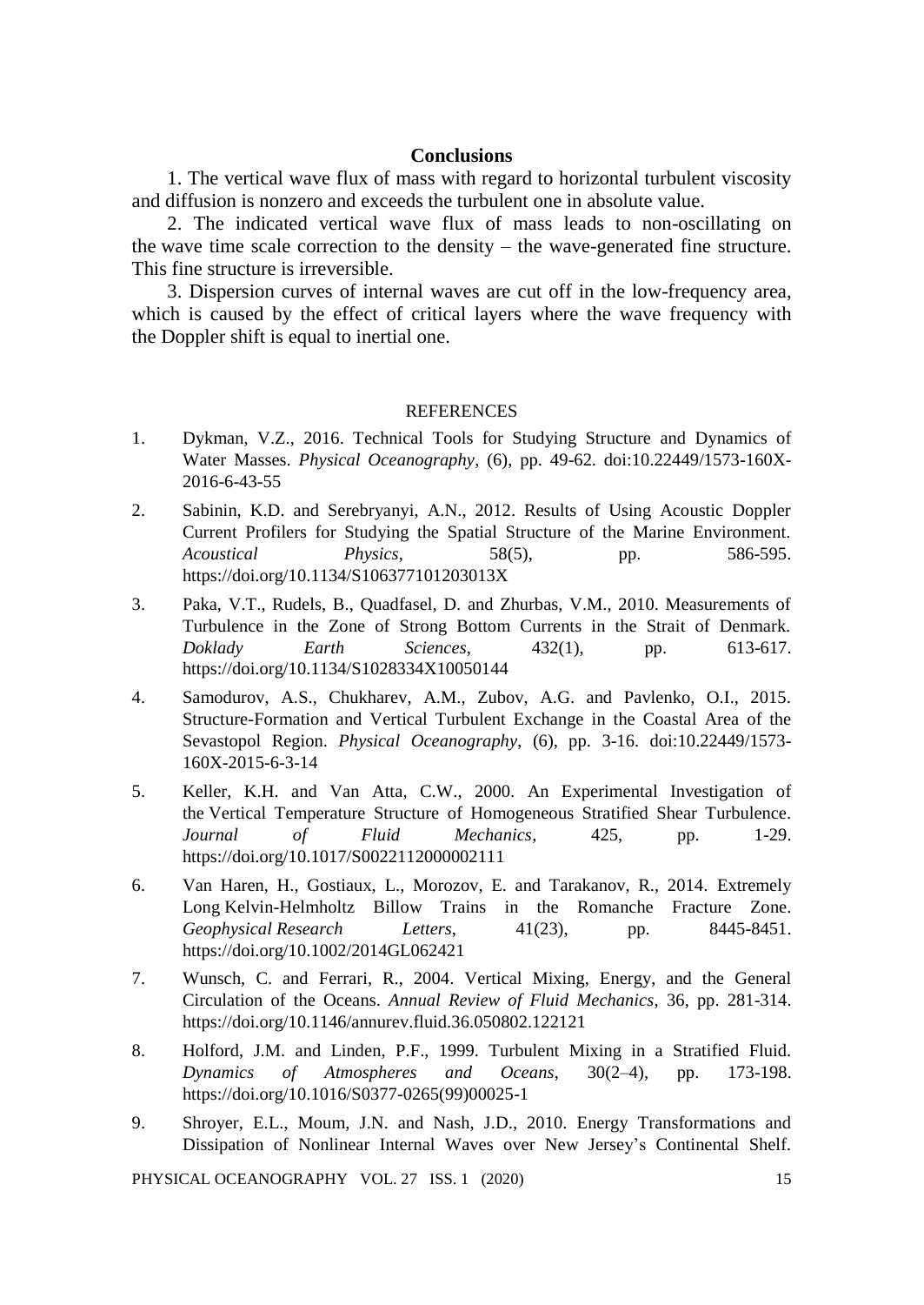## Conclusions

1. The vertical wave flux of mass with regard to horizontal turbulent viscosity and diffusion is nonzero and exceeds the turbulent one in absolute value.

2. The indicated vertical wave flux of mass leads to non-oscillating on the wave time scale correction to the density – the wave-generated fine structure. This fine structure is irreversible.

3. Dispersion curves of internal waves are cut off in the low-frequency area, which is caused by the effect of critical layers where the wave frequency with the Doppler shift is equal to inertial one.

## REFERENCES

1. Dykman, V.Z., 2016. Technical Tools for Studying Structure and Dynamics of Water Masses. *Physical Oceanography*, (6), pp. 49-62. doi:10.22449/1573-160X-2016-6-43-55

2. Sabinin, K.D. and Serebryanyi, A.N., 2012. Results of Using Acoustic Doppler Current Profilers for Studying the Spatial Structure of the Marine Environment. *Acoustical Physics*, 58(5), pp. 586-595. https://doi.org/10.1134/S106377101203013X

3. Paka, V.T., Rudels, B., Quadfasel, D. and Zhurbas, V.M., 2010. Measurements of Turbulence in the Zone of Strong Bottom Currents in the Strait of Denmark. *Doklady Earth Sciences*, 432(1), pp. 613-617. https://doi.org/10.1134/S1028334X10050144

4. Samodurov, A.S., Chukharev, A.M., Zubov, A.G. and Pavlenko, O.I., 2015. Structure-Formation and Vertical Turbulent Exchange in the Coastal Area of the Sevastopol Region. *Physical Oceanography*, (6), pp. 3-16. doi:10.22449/1573-160X-2015-6-3-14

5. Keller, K.H. and Van Atta, C.W., 2000. An Experimental Investigation of the Vertical Temperature Structure of Homogeneous Stratified Shear Turbulence. *Journal of Fluid Mechanics*, 425, pp. 1-29. https://doi.org/10.1017/S0022112000002111

6. Van Haren, H., Gostiaux, L., Morozov, E. and Tarakanov, R., 2014. Extremely Long Kelvin-Helmholtz Billow Trains in the Romanche Fracture Zone. *Geophysical Research Letters*, 41(23), pp. 8445-8451. https://doi.org/10.1002/2014GL062421

7. Wunsch, C. and Ferrari, R., 2004. Vertical Mixing, Energy, and the General Circulation of the Oceans. *Annual Review of Fluid Mechanics*, 36, pp. 281-314. https://doi.org/10.1146/annurev.fluid.36.050802.122121

8. Holford, J.M. and Linden, P.F., 1999. Turbulent Mixing in a Stratified Fluid. *Dynamics of Atmospheres and Oceans*, 30(2–4), pp. 173-198. https://doi.org/10.1016/S0377-0265(99)00025-1

9. Shroyer, E.L., Moum, J.N. and Nash, J.D., 2010. Energy Transformations and Dissipation of Nonlinear Internal Waves over New Jersey's Continental Shelf.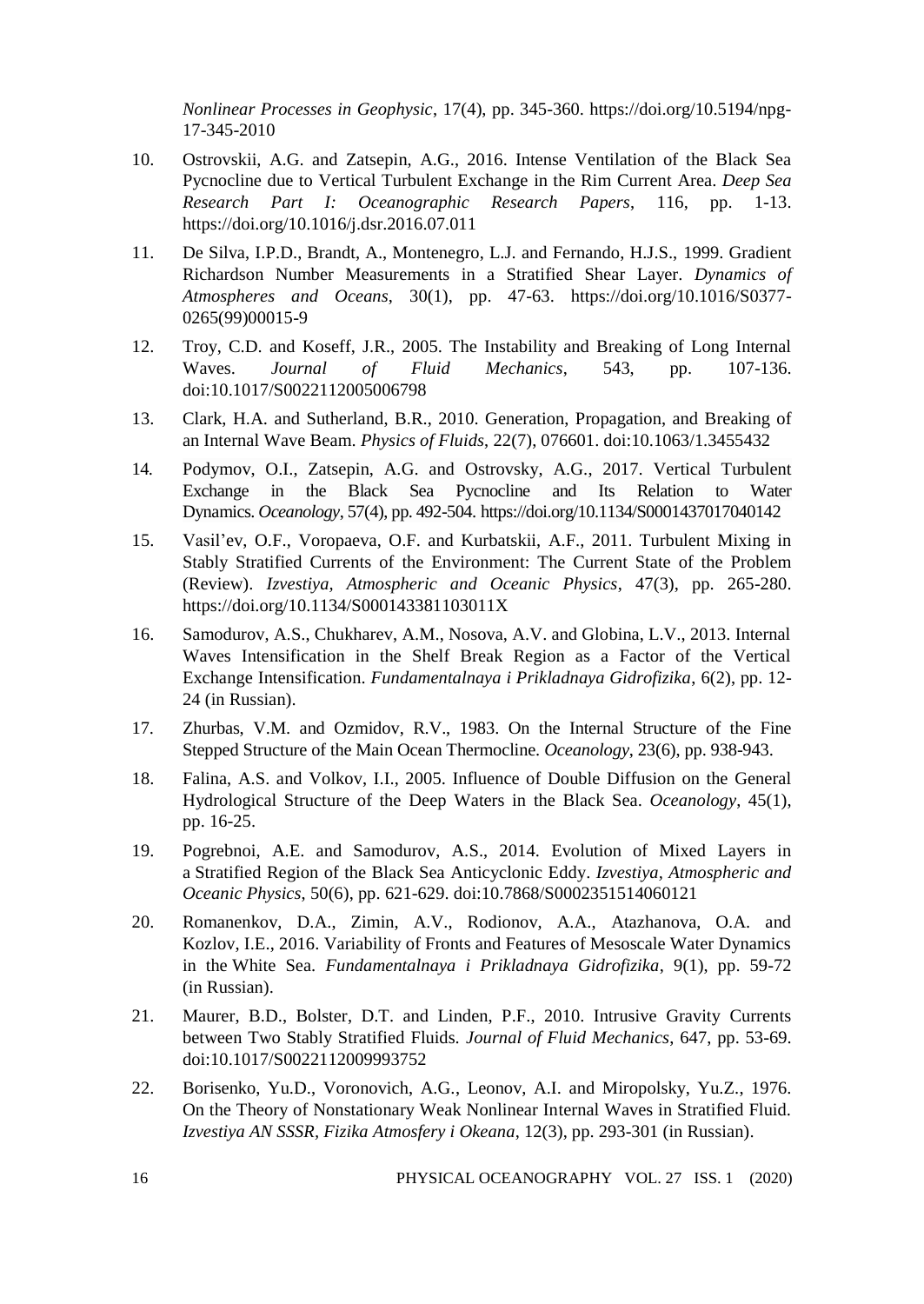*Nonlinear Processes in Geophysic*, 17(4), pp. 345-360. https://doi.org/10.5194/npg-17-345-2010

10. Ostrovskii, A.G. and Zatsepin, A.G., 2016. Intense Ventilation of the Black Sea Pycnocline due to Vertical Turbulent Exchange in the Rim Current Area. *Deep Sea Research Part I: Oceanographic Research Papers*, 116, pp. 1-13. https://doi.org/10.1016/j.dsr.2016.07.011

11. De Silva, I.P.D., Brandt, A., Montenegro, L.J. and Fernando, H.J.S., 1999. Gradient Richardson Number Measurements in a Stratified Shear Layer. *Dynamics of Atmospheres and Oceans*, 30(1), pp. 47-63. https://doi.org/10.1016/S0377-0265(99)00015-9

12. Troy, C.D. and Koseff, J.R., 2005. The Instability and Breaking of Long Internal Waves. *Journal of Fluid Mechanics*, 543, pp. 107-136. doi:10.1017/S0022112005006798

13. Clark, H.A. and Sutherland, B.R., 2010. Generation, Propagation, and Breaking of an Internal Wave Beam. *Physics of Fluids*, 22(7), 076601. doi:10.1063/1.3455432

14. Podymov, O.I., Zatsepin, A.G. and Ostrovsky, A.G., 2017. Vertical Turbulent Exchange in the Black Sea Pycnocline and Its Relation to Water Dynamics. *Oceanology*, 57(4), pp. 492-504. https://doi.org/10.1134/S0001437017040142

15. Vasil'ev, O.F., Voropaeva, O.F. and Kurbatskii, A.F., 2011. Turbulent Mixing in Stably Stratified Currents of the Environment: The Current State of the Problem (Review). *Izvestiya, Atmospheric and Oceanic Physics*, 47(3), pp. 265-280. https://doi.org/10.1134/S000143381103011X

16. Samodurov, A.S., Chukharev, A.M., Nosova, A.V. and Globina, L.V., 2013. Internal Waves Intensification in the Shelf Break Region as a Factor of the Vertical Exchange Intensification. *Fundamentalnaya i Prikladnaya Gidrofizika*, 6(2), pp. 12-24 (in Russian).

17. Zhurbas, V.M. and Ozmidov, R.V., 1983. On the Internal Structure of the Fine Stepped Structure of the Main Ocean Thermocline. *Oceanology*, 23(6), pp. 938-943.

18. Falina, A.S. and Volkov, I.I., 2005. Influence of Double Diffusion on the General Hydrological Structure of the Deep Waters in the Black Sea. *Oceanology*, 45(1), pp. 16-25.

19. Pogrebnoi, A.E. and Samodurov, A.S., 2014. Evolution of Mixed Layers in a Stratified Region of the Black Sea Anticyclonic Eddy. *Izvestiya, Atmospheric and Oceanic Physics*, 50(6), pp. 621-629. doi:10.7868/S0002351514060121

20. Romanenkov, D.A., Zimin, A.V., Rodionov, A.A., Atazhanova, O.A. and Kozlov, I.E., 2016. Variability of Fronts and Features of Mesoscale Water Dynamics in the White Sea. *Fundamentalnaya i Prikladnaya Gidrofizika*, 9(1), pp. 59-72 (in Russian).

21. Maurer, B.D., Bolster, D.T. and Linden, P.F., 2010. Intrusive Gravity Currents between Two Stably Stratified Fluids. *Journal of Fluid Mechanics*, 647, pp. 53-69. doi:10.1017/S0022112009993752

22. Borisenko, Yu.D., Voronovich, A.G., Leonov, A.I. and Miropolsky, Yu.Z., 1976. On the Theory of Nonstationary Weak Nonlinear Internal Waves in Stratified Fluid. *Izvestiya AN SSSR, Fizika Atmosfery i Okeana*, 12(3), pp. 293-301 (in Russian).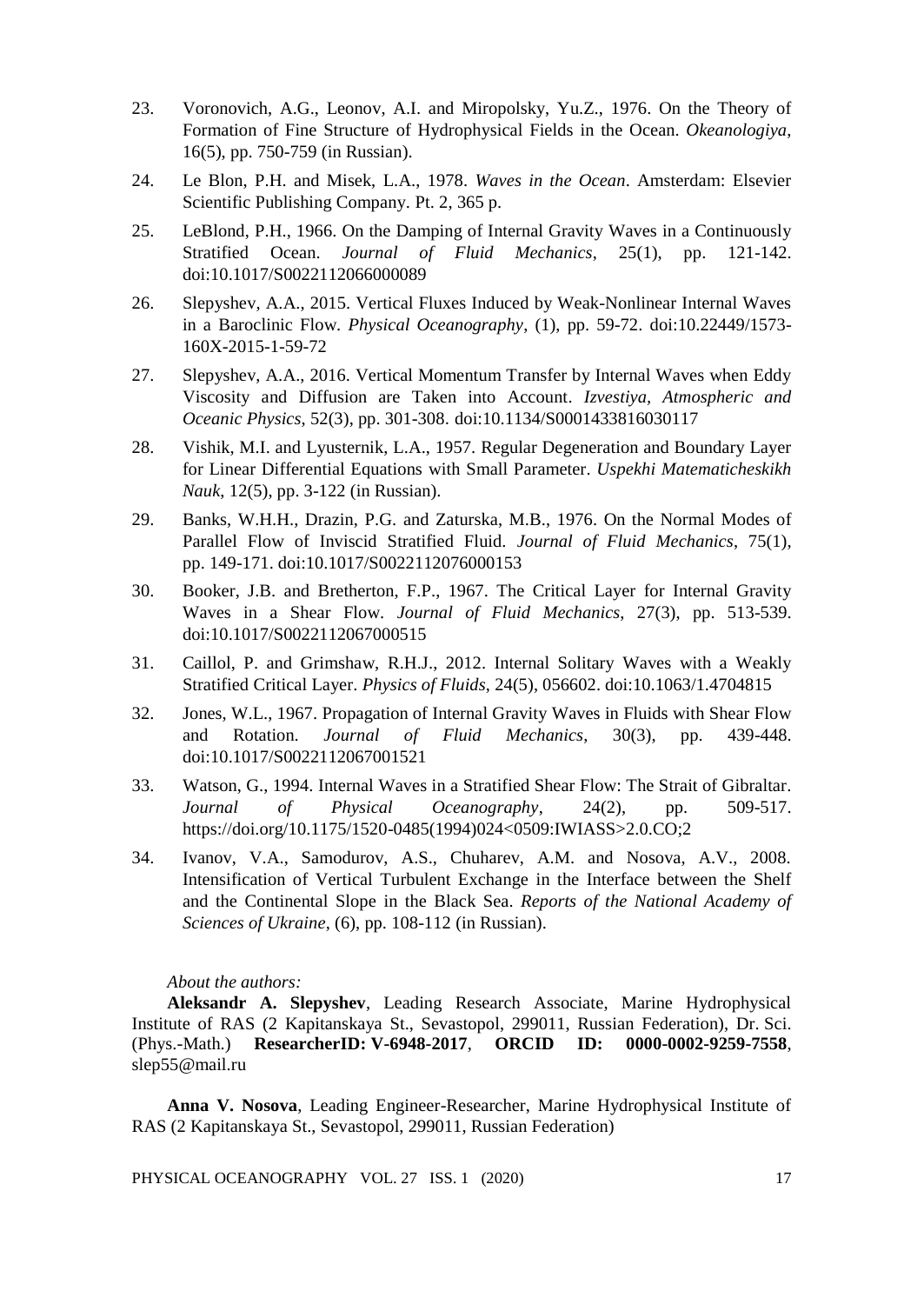23. Voronovich, A.G., Leonov, A.I. and Miropolsky, Yu.Z., 1976. On the Theory of Formation of Fine Structure of Hydrophysical Fields in the Ocean. *Okeanologiya*, 16(5), pp. 750-759 (in Russian).

24. Le Blon, P.H. and Misek, L.A., 1978. *Waves in the Ocean*. Amsterdam: Elsevier Scientific Publishing Company. Pt. 2, 365 p.

25. LeBlond, P.H., 1966. On the Damping of Internal Gravity Waves in a Continuously Stratified Ocean. *Journal of Fluid Mechanics*, 25(1), pp. 121-142. doi:10.1017/S0022112066000089

26. Slepyshev, A.A., 2015. Vertical Fluxes Induced by Weak-Nonlinear Internal Waves in a Baroclinic Flow. *Physical Oceanography*, (1), pp. 59-72. doi:10.22449/1573-160X-2015-1-59-72

27. Slepyshev, A.A., 2016. Vertical Momentum Transfer by Internal Waves when Eddy Viscosity and Diffusion are Taken into Account. *Izvestiya, Atmospheric and Oceanic Physics*, 52(3), pp. 301-308. doi:10.1134/S0001433816030117

28. Vishik, M.I. and Lyusternik, L.A., 1957. Regular Degeneration and Boundary Layer for Linear Differential Equations with Small Parameter. *Uspekhi Matematicheskikh Nauk*, 12(5), pp. 3-122 (in Russian).

29. Banks, W.H.H., Drazin, P.G. and Zaturska, M.B., 1976. On the Normal Modes of Parallel Flow of Inviscid Stratified Fluid. *Journal of Fluid Mechanics*, 75(1), pp. 149-171. doi:10.1017/S0022112076000153

30. Booker, J.B. and Bretherton, F.P., 1967. The Critical Layer for Internal Gravity Waves in a Shear Flow. *Journal of Fluid Mechanics*, 27(3), pp. 513-539. doi:10.1017/S0022112067000515

31. Caillol, P. and Grimshaw, R.H.J., 2012. Internal Solitary Waves with a Weakly Stratified Critical Layer. *Physics of Fluids*, 24(5), 056602. doi:10.1063/1.4704815

32. Jones, W.L., 1967. Propagation of Internal Gravity Waves in Fluids with Shear Flow and Rotation. *Journal of Fluid Mechanics*, 30(3), pp. 439-448. doi:10.1017/S0022112067001521

33. Watson, G., 1994. Internal Waves in a Stratified Shear Flow: The Strait of Gibraltar. *Journal of Physical Oceanography*, 24(2), pp. 509-517. https://doi.org/10.1175/1520-0485(1994)024<0509:IWIASS>2.0.CO;2

34. Ivanov, V.A., Samodurov, A.S., Chuharev, A.M. and Nosova, A.V., 2008. Intensification of Vertical Turbulent Exchange in the Interface between the Shelf and the Continental Slope in the Black Sea. *Reports of the National Academy of Sciences of Ukraine*, (6), pp. 108-112 (in Russian).

*About the authors:*

**Aleksandr A. Slepyshev**, Leading Research Associate, Marine Hydrophysical Institute of RAS (2 Kapitanskaya St., Sevastopol, 299011, Russian Federation), Dr. Sci. (Phys.-Math.) **ResearcherID: V-6948-2017**, **ORCID ID: 0000-0002-9259-7558**, slep55@mail.ru

**Anna V. Nosova**, Leading Engineer-Researcher, Marine Hydrophysical Institute of RAS (2 Kapitanskaya St., Sevastopol, 299011, Russian Federation)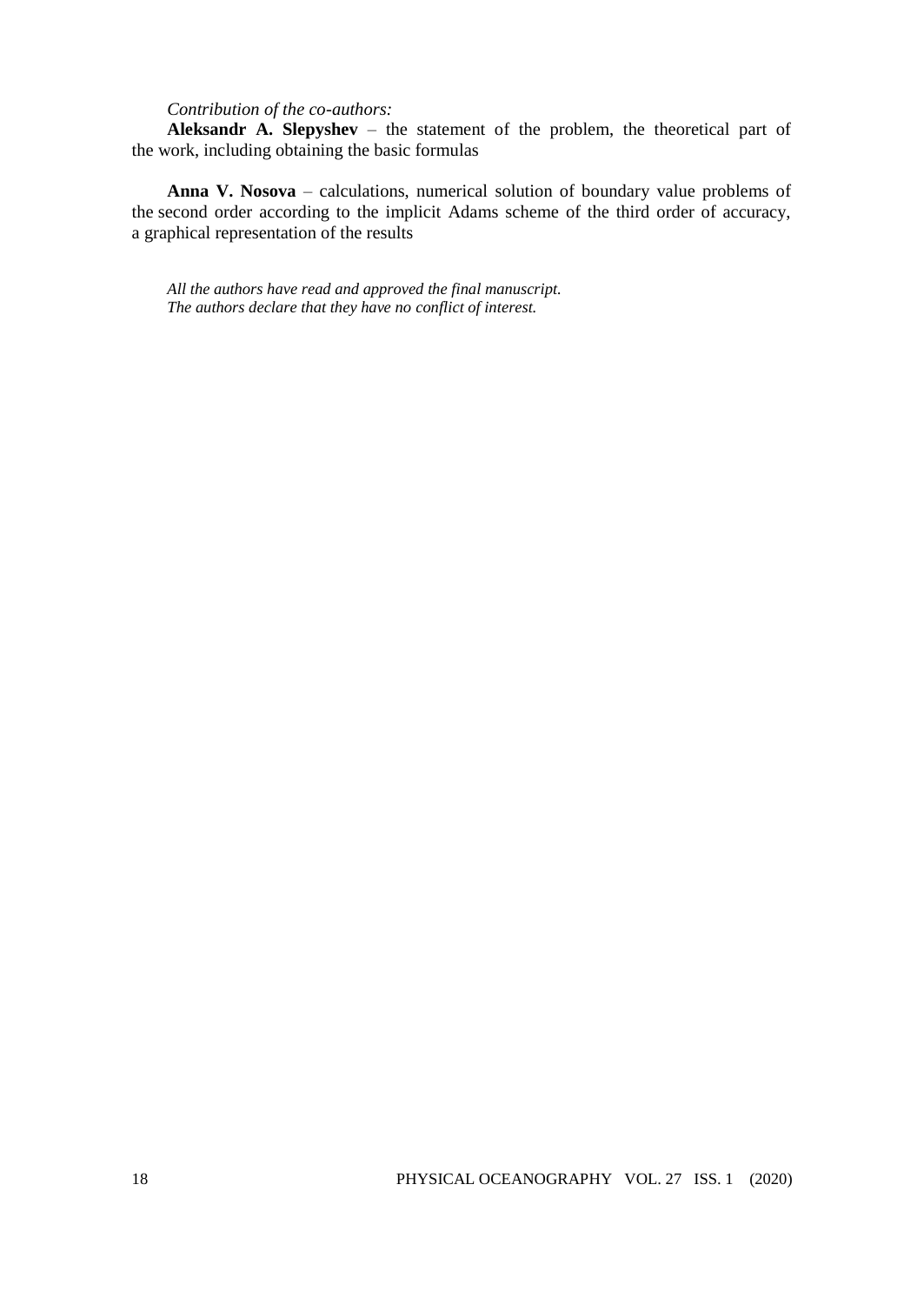*Contribution of the co-authors:*

**Aleksandr A. Slepyshev** – the statement of the problem, the theoretical part of the work, including obtaining the basic formulas

**Anna V. Nosova** – calculations, numerical solution of boundary value problems of the second order according to the implicit Adams scheme of the third order of accuracy, a graphical representation of the results

*All the authors have read and approved the final manuscript.*
*The authors declare that they have no conflict of interest.*